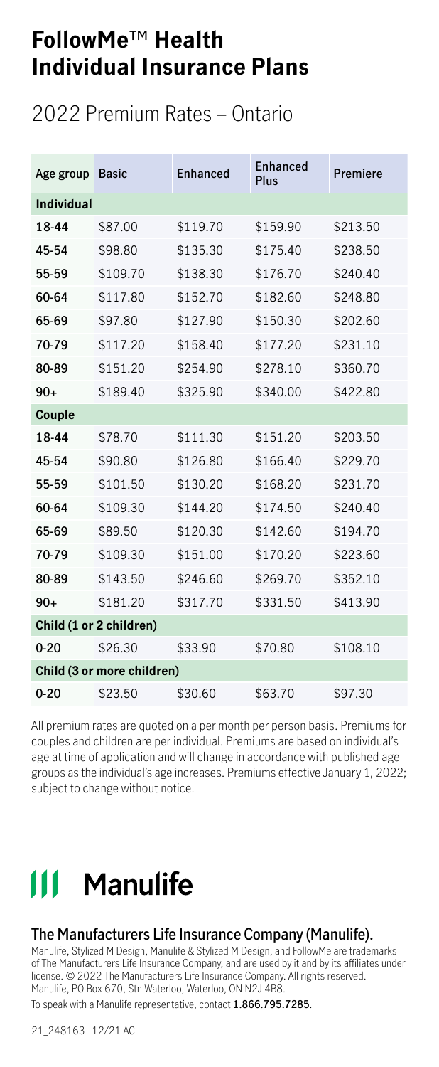# FollowMe™ Health Individual Insurance Plans

## 2022 Premium Rates – Ontario

| Age group | Basic | Enhanced | Enhanced Plus | Premiere |
|---|---|---|---|---|
| **Individual** | | | | |
| **18-44** | $87.00 | $119.70 | $159.90 | $213.50 |
| **45-54** | $98.80 | $135.30 | $175.40 | $238.50 |
| **55-59** | $109.70 | $138.30 | $176.70 | $240.40 |
| **60-64** | $117.80 | $152.70 | $182.60 | $248.80 |
| **65-69** | $97.80 | $127.90 | $150.30 | $202.60 |
| **70-79** | $117.20 | $158.40 | $177.20 | $231.10 |
| **80-89** | $151.20 | $254.90 | $278.10 | $360.70 |
| **90+** | $189.40 | $325.90 | $340.00 | $422.80 |
| **Couple** | | | | |
| **18-44** | $78.70 | $111.30 | $151.20 | $203.50 |
| **45-54** | $90.80 | $126.80 | $166.40 | $229.70 |
| **55-59** | $101.50 | $130.20 | $168.20 | $231.70 |
| **60-64** | $109.30 | $144.20 | $174.50 | $240.40 |
| **65-69** | $89.50 | $120.30 | $142.60 | $194.70 |
| **70-79** | $109.30 | $151.00 | $170.20 | $223.60 |
| **80-89** | $143.50 | $246.60 | $269.70 | $352.10 |
| **90+** | $181.20 | $317.70 | $331.50 | $413.90 |
| **Child (1 or 2 children)** | | | | |
| **0-20** | $26.30 | $33.90 | $70.80 | $108.10 |
| **Child (3 or more children)** | | | | |
| **0-20** | $23.50 | $30.60 | $63.70 | $97.30 |

All premium rates are quoted on a per month per person basis. Premiums for couples and children are per individual. Premiums are based on individual's age at time of application and will change in accordance with published age groups as the individual's age increases. Premiums effective January 1, 2022; subject to change without notice.

**Manulife**

### The Manufacturers Life Insurance Company (Manulife).

Manulife, Stylized M Design, Manulife & Stylized M Design, and FollowMe are trademarks of The Manufacturers Life Insurance Company, and are used by it and by its affiliates under license. © 2022 The Manufacturers Life Insurance Company. All rights reserved. Manulife, PO Box 670, Stn Waterloo, Waterloo, ON N2J 4B8.

To speak with a Manulife representative, contact **1.866.795.7285**.

21_248163 12/21 AC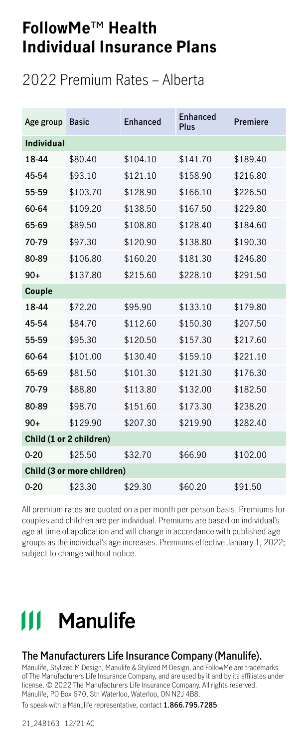# FollowMe™ Health Individual Insurance Plans

## 2022 Premium Rates – Alberta

| Age group | Basic | Enhanced | Enhanced Plus | Premiere |
|---|---|---|---|---|
| **Individual** | | | | |
| **18-44** | $80.40 | $104.10 | $141.70 | $189.40 |
| **45-54** | $93.10 | $121.10 | $158.90 | $216.80 |
| **55-59** | $103.70 | $128.90 | $166.10 | $226.50 |
| **60-64** | $109.20 | $138.50 | $167.50 | $229.80 |
| **65-69** | $89.50 | $108.80 | $128.40 | $184.60 |
| **70-79** | $97.30 | $120.90 | $138.80 | $190.30 |
| **80-89** | $106.80 | $160.20 | $181.30 | $246.80 |
| **90+** | $137.80 | $215.60 | $228.10 | $291.50 |
| **Couple** | | | | |
| **18-44** | $72.20 | $95.90 | $133.10 | $179.80 |
| **45-54** | $84.70 | $112.60 | $150.30 | $207.50 |
| **55-59** | $95.30 | $120.50 | $157.30 | $217.60 |
| **60-64** | $101.00 | $130.40 | $159.10 | $221.10 |
| **65-69** | $81.50 | $101.30 | $121.30 | $176.30 |
| **70-79** | $88.80 | $113.80 | $132.00 | $182.50 |
| **80-89** | $98.70 | $151.60 | $173.30 | $238.20 |
| **90+** | $129.90 | $207.30 | $219.90 | $282.40 |
| **Child (1 or 2 children)** | | | | |
| **0-20** | $25.50 | $32.70 | $66.90 | $102.00 |
| **Child (3 or more children)** | | | | |
| **0-20** | $23.30 | $29.30 | $60.20 | $91.50 |

All premium rates are quoted on a per month per person basis. Premiums for couples and children are per individual. Premiums are based on individual's age at time of application and will change in accordance with published age groups as the individual's age increases. Premiums effective January 1, 2022; subject to change without notice.

**Manulife**

### The Manufacturers Life Insurance Company (Manulife).

Manulife, Stylized M Design, Manulife & Stylized M Design, and FollowMe are trademarks of The Manufacturers Life Insurance Company, and are used by it and by its affiliates under license. © 2022 The Manufacturers Life Insurance Company. All rights reserved. Manulife, PO Box 670, Stn Waterloo, Waterloo, ON N2J 4B8.

To speak with a Manulife representative, contact **1.866.795.7285**.

21_248163 12/21 AC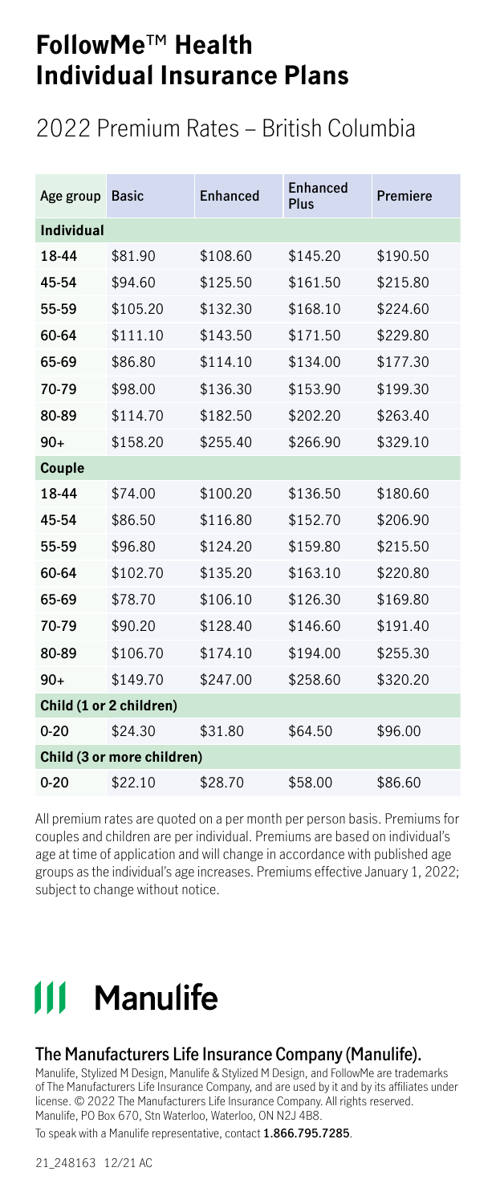# FollowMe™ Health Individual Insurance Plans

## 2022 Premium Rates – British Columbia

| Age group | Basic | Enhanced | Enhanced Plus | Premiere |
|---|---|---|---|---|
| **Individual** | | | | |
| 18-44 | $81.90 | $108.60 | $145.20 | $190.50 |
| 45-54 | $94.60 | $125.50 | $161.50 | $215.80 |
| 55-59 | $105.20 | $132.30 | $168.10 | $224.60 |
| 60-64 | $111.10 | $143.50 | $171.50 | $229.80 |
| 65-69 | $86.80 | $114.10 | $134.00 | $177.30 |
| 70-79 | $98.00 | $136.30 | $153.90 | $199.30 |
| 80-89 | $114.70 | $182.50 | $202.20 | $263.40 |
| 90+ | $158.20 | $255.40 | $266.90 | $329.10 |
| **Couple** | | | | |
| 18-44 | $74.00 | $100.20 | $136.50 | $180.60 |
| 45-54 | $86.50 | $116.80 | $152.70 | $206.90 |
| 55-59 | $96.80 | $124.20 | $159.80 | $215.50 |
| 60-64 | $102.70 | $135.20 | $163.10 | $220.80 |
| 65-69 | $78.70 | $106.10 | $126.30 | $169.80 |
| 70-79 | $90.20 | $128.40 | $146.60 | $191.40 |
| 80-89 | $106.70 | $174.10 | $194.00 | $255.30 |
| 90+ | $149.70 | $247.00 | $258.60 | $320.20 |
| **Child (1 or 2 children)** | | | | |
| 0-20 | $24.30 | $31.80 | $64.50 | $96.00 |
| **Child (3 or more children)** | | | | |
| 0-20 | $22.10 | $28.70 | $58.00 | $86.60 |

All premium rates are quoted on a per month per person basis. Premiums for couples and children are per individual. Premiums are based on individual's age at time of application and will change in accordance with published age groups as the individual's age increases. Premiums effective January 1, 2022; subject to change without notice.

**Manulife**

### The Manufacturers Life Insurance Company (Manulife).

Manulife, Stylized M Design, Manulife & Stylized M Design, and FollowMe are trademarks of The Manufacturers Life Insurance Company, and are used by it and by its affiliates under license. © 2022 The Manufacturers Life Insurance Company. All rights reserved. Manulife, PO Box 670, Stn Waterloo, Waterloo, ON N2J 4B8.

To speak with a Manulife representative, contact **1.866.795.7285**.

21_248163 12/21 AC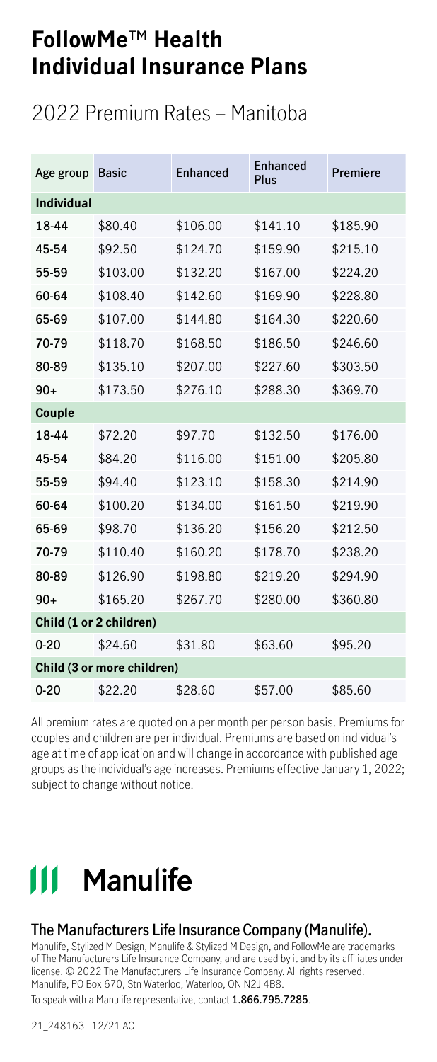# FollowMe™ Health Individual Insurance Plans

## 2022 Premium Rates – Manitoba

| Age group | Basic | Enhanced | Enhanced Plus | Premiere |
|---|---|---|---|---|
| **Individual** | | | | |
| 18-44 | $80.40 | $106.00 | $141.10 | $185.90 |
| 45-54 | $92.50 | $124.70 | $159.90 | $215.10 |
| 55-59 | $103.00 | $132.20 | $167.00 | $224.20 |
| 60-64 | $108.40 | $142.60 | $169.90 | $228.80 |
| 65-69 | $107.00 | $144.80 | $164.30 | $220.60 |
| 70-79 | $118.70 | $168.50 | $186.50 | $246.60 |
| 80-89 | $135.10 | $207.00 | $227.60 | $303.50 |
| 90+ | $173.50 | $276.10 | $288.30 | $369.70 |
| **Couple** | | | | |
| 18-44 | $72.20 | $97.70 | $132.50 | $176.00 |
| 45-54 | $84.20 | $116.00 | $151.00 | $205.80 |
| 55-59 | $94.40 | $123.10 | $158.30 | $214.90 |
| 60-64 | $100.20 | $134.00 | $161.50 | $219.90 |
| 65-69 | $98.70 | $136.20 | $156.20 | $212.50 |
| 70-79 | $110.40 | $160.20 | $178.70 | $238.20 |
| 80-89 | $126.90 | $198.80 | $219.20 | $294.90 |
| 90+ | $165.20 | $267.70 | $280.00 | $360.80 |
| **Child (1 or 2 children)** | | | | |
| 0-20 | $24.60 | $31.80 | $63.60 | $95.20 |
| **Child (3 or more children)** | | | | |
| 0-20 | $22.20 | $28.60 | $57.00 | $85.60 |

All premium rates are quoted on a per month per person basis. Premiums for couples and children are per individual. Premiums are based on individual's age at time of application and will change in accordance with published age groups as the individual's age increases. Premiums effective January 1, 2022; subject to change without notice.

Manulife

### The Manufacturers Life Insurance Company (Manulife).

Manulife, Stylized M Design, Manulife & Stylized M Design, and FollowMe are trademarks of The Manufacturers Life Insurance Company, and are used by it and by its affiliates under license. © 2022 The Manufacturers Life Insurance Company. All rights reserved. Manulife, PO Box 670, Stn Waterloo, Waterloo, ON N2J 4B8.

To speak with a Manulife representative, contact **1.866.795.7285**.

21_248163 12/21 AC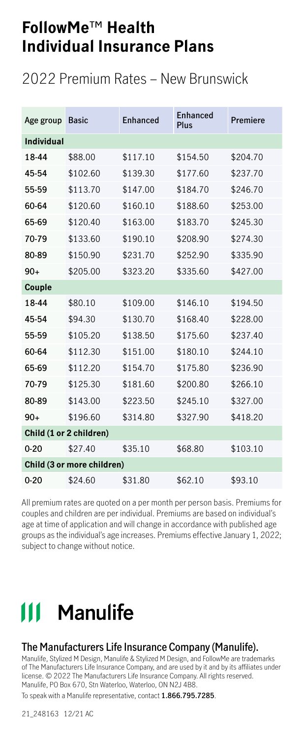# FollowMe™ Health Individual Insurance Plans

## 2022 Premium Rates – New Brunswick

| Age group | Basic | Enhanced | Enhanced Plus | Premiere |
|---|---|---|---|---|
| **Individual** | | | | |
| 18-44 | $88.00 | $117.10 | $154.50 | $204.70 |
| 45-54 | $102.60 | $139.30 | $177.60 | $237.70 |
| 55-59 | $113.70 | $147.00 | $184.70 | $246.70 |
| 60-64 | $120.60 | $160.10 | $188.60 | $253.00 |
| 65-69 | $120.40 | $163.00 | $183.70 | $245.30 |
| 70-79 | $133.60 | $190.10 | $208.90 | $274.30 |
| 80-89 | $150.90 | $231.70 | $252.90 | $335.90 |
| 90+ | $205.00 | $323.20 | $335.60 | $427.00 |
| **Couple** | | | | |
| 18-44 | $80.10 | $109.00 | $146.10 | $194.50 |
| 45-54 | $94.30 | $130.70 | $168.40 | $228.00 |
| 55-59 | $105.20 | $138.50 | $175.60 | $237.40 |
| 60-64 | $112.30 | $151.00 | $180.10 | $244.10 |
| 65-69 | $112.20 | $154.70 | $175.80 | $236.90 |
| 70-79 | $125.30 | $181.60 | $200.80 | $266.10 |
| 80-89 | $143.00 | $223.50 | $245.10 | $327.00 |
| 90+ | $196.60 | $314.80 | $327.90 | $418.20 |
| **Child (1 or 2 children)** | | | | |
| 0-20 | $27.40 | $35.10 | $68.80 | $103.10 |
| **Child (3 or more children)** | | | | |
| 0-20 | $24.60 | $31.80 | $62.10 | $93.10 |

All premium rates are quoted on a per month per person basis. Premiums for couples and children are per individual. Premiums are based on individual's age at time of application and will change in accordance with published age groups as the individual's age increases. Premiums effective January 1, 2022; subject to change without notice.

**Manulife**

### The Manufacturers Life Insurance Company (Manulife).

Manulife, Stylized M Design, Manulife & Stylized M Design, and FollowMe are trademarks of The Manufacturers Life Insurance Company, and are used by it and by its affiliates under license. © 2022 The Manufacturers Life Insurance Company. All rights reserved. Manulife, PO Box 670, Stn Waterloo, Waterloo, ON N2J 4B8.

To speak with a Manulife representative, contact **1.866.795.7285**.

21_248163 12/21 AC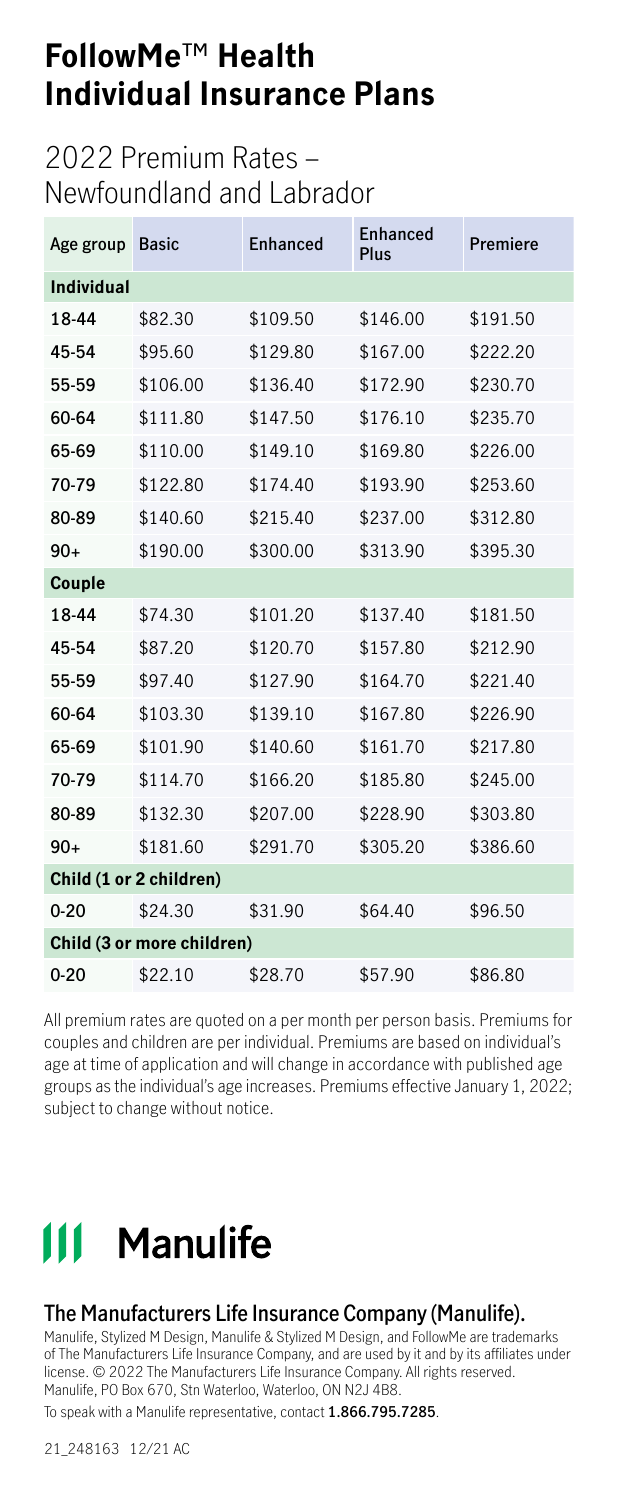# FollowMe™ Health Individual Insurance Plans

## 2022 Premium Rates – Newfoundland and Labrador

| Age group | Basic | Enhanced | Enhanced Plus | Premiere |
|---|---|---|---|---|
| **Individual** | | | | |
| 18-44 | $82.30 | $109.50 | $146.00 | $191.50 |
| 45-54 | $95.60 | $129.80 | $167.00 | $222.20 |
| 55-59 | $106.00 | $136.40 | $172.90 | $230.70 |
| 60-64 | $111.80 | $147.50 | $176.10 | $235.70 |
| 65-69 | $110.00 | $149.10 | $169.80 | $226.00 |
| 70-79 | $122.80 | $174.40 | $193.90 | $253.60 |
| 80-89 | $140.60 | $215.40 | $237.00 | $312.80 |
| 90+ | $190.00 | $300.00 | $313.90 | $395.30 |
| **Couple** | | | | |
| 18-44 | $74.30 | $101.20 | $137.40 | $181.50 |
| 45-54 | $87.20 | $120.70 | $157.80 | $212.90 |
| 55-59 | $97.40 | $127.90 | $164.70 | $221.40 |
| 60-64 | $103.30 | $139.10 | $167.80 | $226.90 |
| 65-69 | $101.90 | $140.60 | $161.70 | $217.80 |
| 70-79 | $114.70 | $166.20 | $185.80 | $245.00 |
| 80-89 | $132.30 | $207.00 | $228.90 | $303.80 |
| 90+ | $181.60 | $291.70 | $305.20 | $386.60 |
| **Child (1 or 2 children)** | | | | |
| 0-20 | $24.30 | $31.90 | $64.40 | $96.50 |
| **Child (3 or more children)** | | | | |
| 0-20 | $22.10 | $28.70 | $57.90 | $86.80 |

All premium rates are quoted on a per month per person basis. Premiums for couples and children are per individual. Premiums are based on individual's age at time of application and will change in accordance with published age groups as the individual's age increases. Premiums effective January 1, 2022; subject to change without notice.

**Manulife**

### The Manufacturers Life Insurance Company (Manulife).

Manulife, Stylized M Design, Manulife & Stylized M Design, and FollowMe are trademarks of The Manufacturers Life Insurance Company, and are used by it and by its affiliates under license. © 2022 The Manufacturers Life Insurance Company. All rights reserved. Manulife, PO Box 670, Stn Waterloo, Waterloo, ON N2J 4B8.

To speak with a Manulife representative, contact **1.866.795.7285**.

21_248163 12/21 AC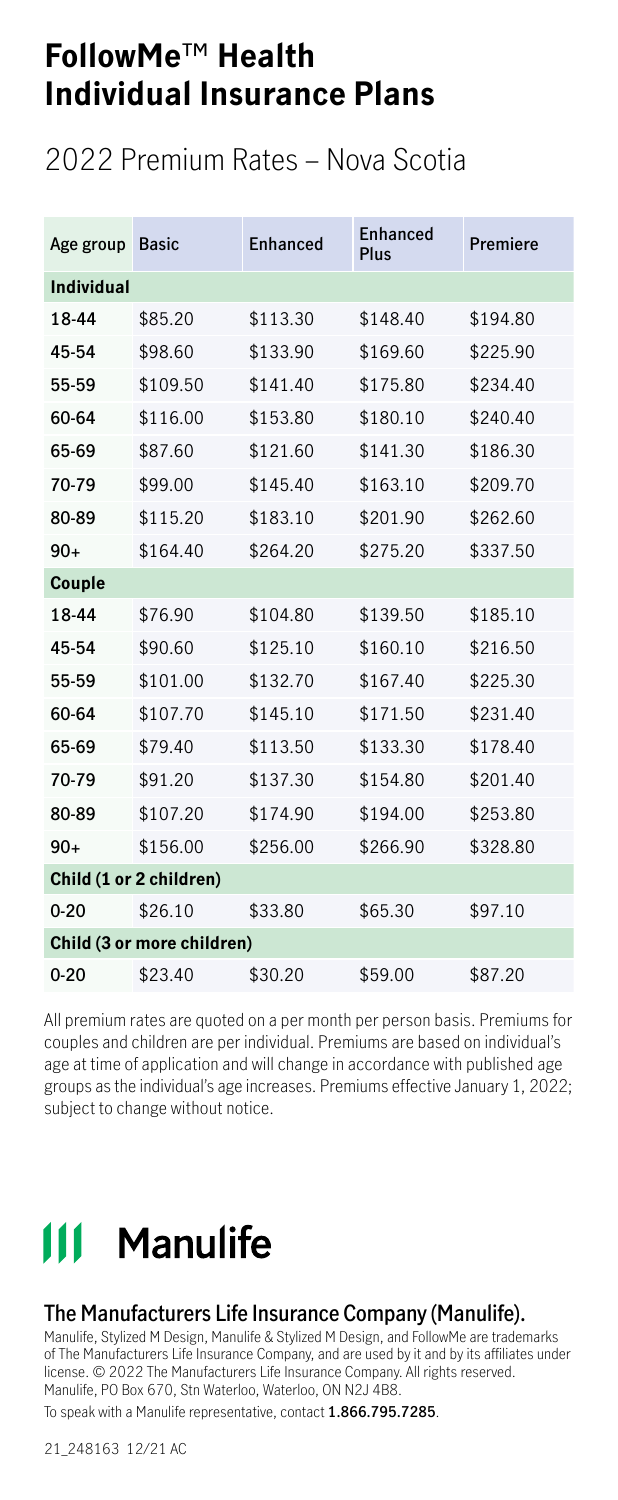# FollowMe™ Health Individual Insurance Plans

## 2022 Premium Rates – Nova Scotia

| Age group | Basic | Enhanced | Enhanced Plus | Premiere |
| --- | --- | --- | --- | --- |
| **Individual** | | | | |
| 18-44 | $85.20 | $113.30 | $148.40 | $194.80 |
| 45-54 | $98.60 | $133.90 | $169.60 | $225.90 |
| 55-59 | $109.50 | $141.40 | $175.80 | $234.40 |
| 60-64 | $116.00 | $153.80 | $180.10 | $240.40 |
| 65-69 | $87.60 | $121.60 | $141.30 | $186.30 |
| 70-79 | $99.00 | $145.40 | $163.10 | $209.70 |
| 80-89 | $115.20 | $183.10 | $201.90 | $262.60 |
| 90+ | $164.40 | $264.20 | $275.20 | $337.50 |
| **Couple** | | | | |
| 18-44 | $76.90 | $104.80 | $139.50 | $185.10 |
| 45-54 | $90.60 | $125.10 | $160.10 | $216.50 |
| 55-59 | $101.00 | $132.70 | $167.40 | $225.30 |
| 60-64 | $107.70 | $145.10 | $171.50 | $231.40 |
| 65-69 | $79.40 | $113.50 | $133.30 | $178.40 |
| 70-79 | $91.20 | $137.30 | $154.80 | $201.40 |
| 80-89 | $107.20 | $174.90 | $194.00 | $253.80 |
| 90+ | $156.00 | $256.00 | $266.90 | $328.80 |
| **Child (1 or 2 children)** | | | | |
| 0-20 | $26.10 | $33.80 | $65.30 | $97.10 |
| **Child (3 or more children)** | | | | |
| 0-20 | $23.40 | $30.20 | $59.00 | $87.20 |

All premium rates are quoted on a per month per person basis. Premiums for couples and children are per individual. Premiums are based on individual's age at time of application and will change in accordance with published age groups as the individual's age increases. Premiums effective January 1, 2022; subject to change without notice.

**Manulife**

### The Manufacturers Life Insurance Company (Manulife).

Manulife, Stylized M Design, Manulife & Stylized M Design, and FollowMe are trademarks of The Manufacturers Life Insurance Company, and are used by it and by its affiliates under license. © 2022 The Manufacturers Life Insurance Company. All rights reserved. Manulife, PO Box 670, Stn Waterloo, Waterloo, ON N2J 4B8.

To speak with a Manulife representative, contact **1.866.795.7285**.

21_248163 12/21 AC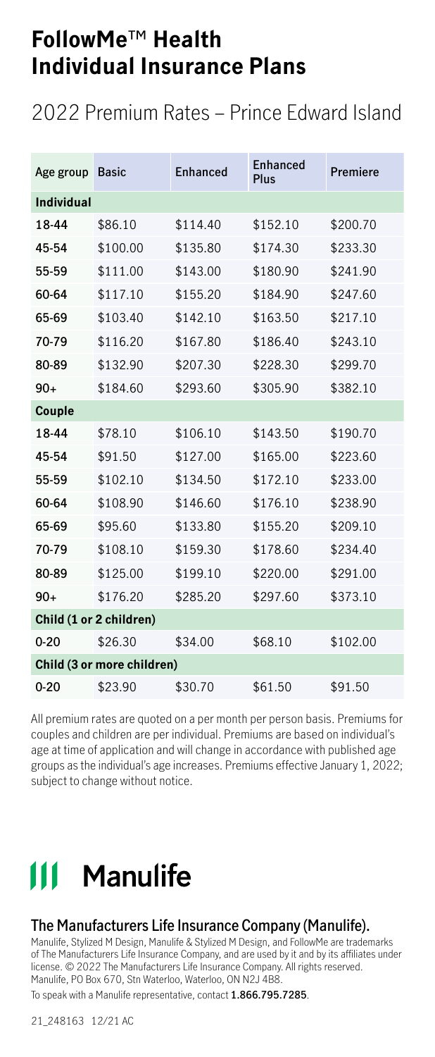# FollowMe™ Health Individual Insurance Plans

## 2022 Premium Rates – Prince Edward Island

| Age group | Basic | Enhanced | Enhanced Plus | Premiere |
|---|---|---|---|---|
| **Individual** | | | | |
| 18-44 | \$86.10 | \$114.40 | \$152.10 | \$200.70 |
| 45-54 | \$100.00 | \$135.80 | \$174.30 | \$233.30 |
| 55-59 | \$111.00 | \$143.00 | \$180.90 | \$241.90 |
| 60-64 | \$117.10 | \$155.20 | \$184.90 | \$247.60 |
| 65-69 | \$103.40 | \$142.10 | \$163.50 | \$217.10 |
| 70-79 | \$116.20 | \$167.80 | \$186.40 | \$243.10 |
| 80-89 | \$132.90 | \$207.30 | \$228.30 | \$299.70 |
| 90+ | \$184.60 | \$293.60 | \$305.90 | \$382.10 |
| **Couple** | | | | |
| 18-44 | \$78.10 | \$106.10 | \$143.50 | \$190.70 |
| 45-54 | \$91.50 | \$127.00 | \$165.00 | \$223.60 |
| 55-59 | \$102.10 | \$134.50 | \$172.10 | \$233.00 |
| 60-64 | \$108.90 | \$146.60 | \$176.10 | \$238.90 |
| 65-69 | \$95.60 | \$133.80 | \$155.20 | \$209.10 |
| 70-79 | \$108.10 | \$159.30 | \$178.60 | \$234.40 |
| 80-89 | \$125.00 | \$199.10 | \$220.00 | \$291.00 |
| 90+ | \$176.20 | \$285.20 | \$297.60 | \$373.10 |
| **Child (1 or 2 children)** | | | | |
| 0-20 | \$26.30 | \$34.00 | \$68.10 | \$102.00 |
| **Child (3 or more children)** | | | | |
| 0-20 | \$23.90 | \$30.70 | \$61.50 | \$91.50 |

All premium rates are quoted on a per month per person basis. Premiums for couples and children are per individual. Premiums are based on individual's age at time of application and will change in accordance with published age groups as the individual's age increases. Premiums effective January 1, 2022; subject to change without notice.

Manulife

### The Manufacturers Life Insurance Company (Manulife).

Manulife, Stylized M Design, Manulife & Stylized M Design, and FollowMe are trademarks of The Manufacturers Life Insurance Company, and are used by it and by its affiliates under license. © 2022 The Manufacturers Life Insurance Company. All rights reserved. Manulife, PO Box 670, Stn Waterloo, Waterloo, ON N2J 4B8.

To speak with a Manulife representative, contact **1.866.795.7285**.

21_248163 12/21 AC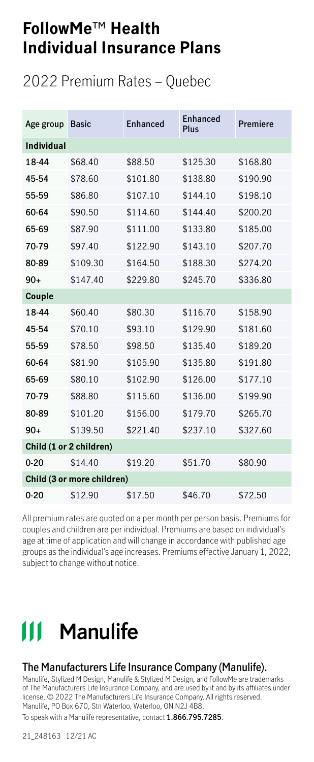# FollowMe™ Health Individual Insurance Plans

## 2022 Premium Rates – Quebec

| Age group | Basic | Enhanced | Enhanced Plus | Premiere |
|---|---|---|---|---|
| **Individual** | | | | |
| **18-44** | $68.40 | $88.50 | $125.30 | $168.80 |
| **45-54** | $78.60 | $101.80 | $138.80 | $190.90 |
| **55-59** | $86.80 | $107.10 | $144.10 | $198.10 |
| **60-64** | $90.50 | $114.60 | $144.40 | $200.20 |
| **65-69** | $87.90 | $111.00 | $133.80 | $185.00 |
| **70-79** | $97.40 | $122.90 | $143.10 | $207.70 |
| **80-89** | $109.30 | $164.50 | $188.30 | $274.20 |
| **90+** | $147.40 | $229.80 | $245.70 | $336.80 |
| **Couple** | | | | |
| **18-44** | $60.40 | $80.30 | $116.70 | $158.90 |
| **45-54** | $70.10 | $93.10 | $129.90 | $181.60 |
| **55-59** | $78.50 | $98.50 | $135.40 | $189.20 |
| **60-64** | $81.90 | $105.90 | $135.80 | $191.80 |
| **65-69** | $80.10 | $102.90 | $126.00 | $177.10 |
| **70-79** | $88.80 | $115.60 | $136.00 | $199.90 |
| **80-89** | $101.20 | $156.00 | $179.70 | $265.70 |
| **90+** | $139.50 | $221.40 | $237.10 | $327.60 |
| **Child (1 or 2 children)** | | | | |
| **0-20** | $14.40 | $19.20 | $51.70 | $80.90 |
| **Child (3 or more children)** | | | | |
| **0-20** | $12.90 | $17.50 | $46.70 | $72.50 |

All premium rates are quoted on a per month per person basis. Premiums for couples and children are per individual. Premiums are based on individual's age at time of application and will change in accordance with published age groups as the individual's age increases. Premiums effective January 1, 2022; subject to change without notice.

**Manulife**

**The Manufacturers Life Insurance Company (Manulife).**

Manulife, Stylized M Design, Manulife & Stylized M Design, and FollowMe are trademarks of The Manufacturers Life Insurance Company, and are used by it and by its affiliates under license. © 2022 The Manufacturers Life Insurance Company. All rights reserved. Manulife, PO Box 670, Stn Waterloo, Waterloo, ON N2J 4B8.

To speak with a Manulife representative, contact **1.866.795.7285**.

21_248163 12/21 AC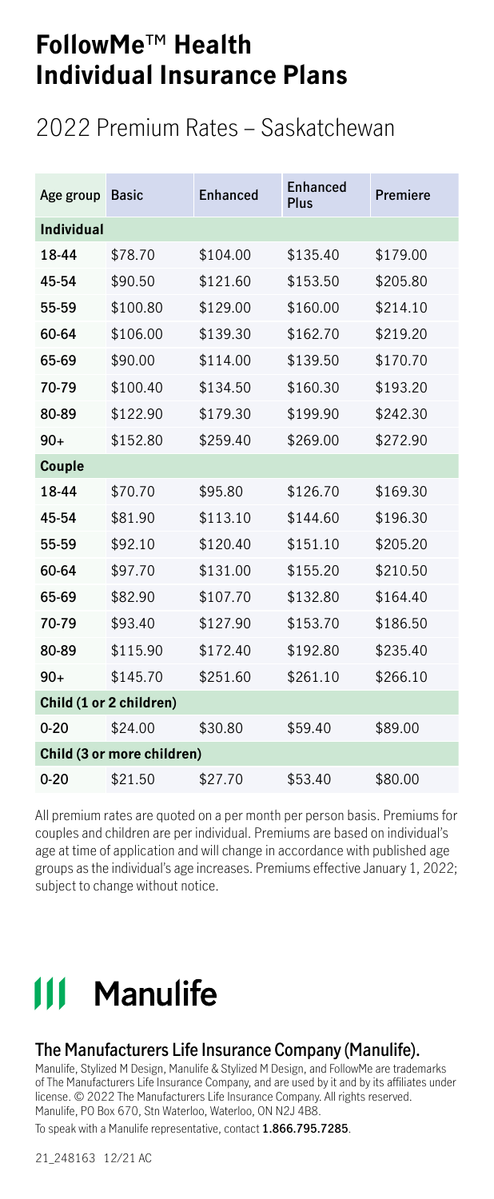# FollowMe™ Health Individual Insurance Plans

## 2022 Premium Rates – Saskatchewan

| Age group | Basic | Enhanced | Enhanced Plus | Premiere |
|---|---|---|---|---|
| **Individual** | | | | |
| 18-44 | $78.70 | $104.00 | $135.40 | $179.00 |
| 45-54 | $90.50 | $121.60 | $153.50 | $205.80 |
| 55-59 | $100.80 | $129.00 | $160.00 | $214.10 |
| 60-64 | $106.00 | $139.30 | $162.70 | $219.20 |
| 65-69 | $90.00 | $114.00 | $139.50 | $170.70 |
| 70-79 | $100.40 | $134.50 | $160.30 | $193.20 |
| 80-89 | $122.90 | $179.30 | $199.90 | $242.30 |
| 90+ | $152.80 | $259.40 | $269.00 | $272.90 |
| **Couple** | | | | |
| 18-44 | $70.70 | $95.80 | $126.70 | $169.30 |
| 45-54 | $81.90 | $113.10 | $144.60 | $196.30 |
| 55-59 | $92.10 | $120.40 | $151.10 | $205.20 |
| 60-64 | $97.70 | $131.00 | $155.20 | $210.50 |
| 65-69 | $82.90 | $107.70 | $132.80 | $164.40 |
| 70-79 | $93.40 | $127.90 | $153.70 | $186.50 |
| 80-89 | $115.90 | $172.40 | $192.80 | $235.40 |
| 90+ | $145.70 | $251.60 | $261.10 | $266.10 |
| **Child (1 or 2 children)** | | | | |
| 0-20 | $24.00 | $30.80 | $59.40 | $89.00 |
| **Child (3 or more children)** | | | | |
| 0-20 | $21.50 | $27.70 | $53.40 | $80.00 |

All premium rates are quoted on a per month per person basis. Premiums for couples and children are per individual. Premiums are based on individual's age at time of application and will change in accordance with published age groups as the individual's age increases. Premiums effective January 1, 2022; subject to change without notice.

**Manulife**

### The Manufacturers Life Insurance Company (Manulife).

Manulife, Stylized M Design, Manulife & Stylized M Design, and FollowMe are trademarks of The Manufacturers Life Insurance Company, and are used by it and by its affiliates under license. © 2022 The Manufacturers Life Insurance Company. All rights reserved. Manulife, PO Box 670, Stn Waterloo, Waterloo, ON N2J 4B8.

To speak with a Manulife representative, contact **1.866.795.7285**.

21_248163 12/21 AC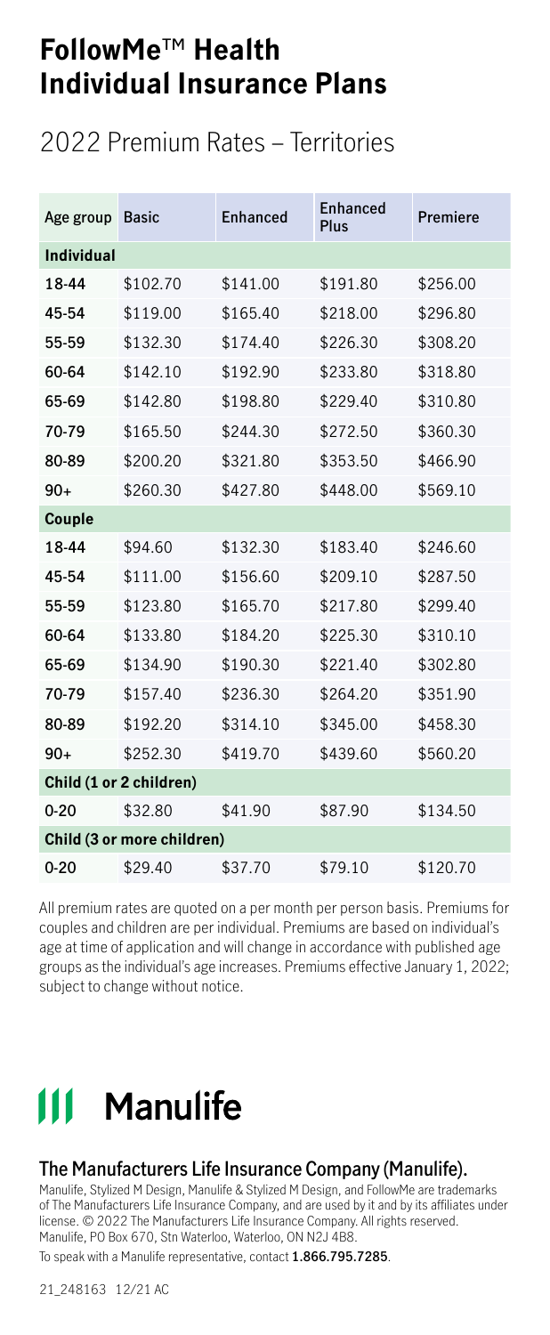# FollowMe™ Health Individual Insurance Plans

## 2022 Premium Rates – Territories

| Age group | Basic | Enhanced | Enhanced Plus | Premiere |
|---|---|---|---|---|
| **Individual** | | | | |
| 18-44 | $102.70 | $141.00 | $191.80 | $256.00 |
| 45-54 | $119.00 | $165.40 | $218.00 | $296.80 |
| 55-59 | $132.30 | $174.40 | $226.30 | $308.20 |
| 60-64 | $142.10 | $192.90 | $233.80 | $318.80 |
| 65-69 | $142.80 | $198.80 | $229.40 | $310.80 |
| 70-79 | $165.50 | $244.30 | $272.50 | $360.30 |
| 80-89 | $200.20 | $321.80 | $353.50 | $466.90 |
| 90+ | $260.30 | $427.80 | $448.00 | $569.10 |
| **Couple** | | | | |
| 18-44 | $94.60 | $132.30 | $183.40 | $246.60 |
| 45-54 | $111.00 | $156.60 | $209.10 | $287.50 |
| 55-59 | $123.80 | $165.70 | $217.80 | $299.40 |
| 60-64 | $133.80 | $184.20 | $225.30 | $310.10 |
| 65-69 | $134.90 | $190.30 | $221.40 | $302.80 |
| 70-79 | $157.40 | $236.30 | $264.20 | $351.90 |
| 80-89 | $192.20 | $314.10 | $345.00 | $458.30 |
| 90+ | $252.30 | $419.70 | $439.60 | $560.20 |
| **Child (1 or 2 children)** | | | | |
| 0-20 | $32.80 | $41.90 | $87.90 | $134.50 |
| **Child (3 or more children)** | | | | |
| 0-20 | $29.40 | $37.70 | $79.10 | $120.70 |

All premium rates are quoted on a per month per person basis. Premiums for couples and children are per individual. Premiums are based on individual's age at time of application and will change in accordance with published age groups as the individual's age increases. Premiums effective January 1, 2022; subject to change without notice.

Manulife

**The Manufacturers Life Insurance Company (Manulife).**

Manulife, Stylized M Design, Manulife & Stylized M Design, and FollowMe are trademarks of The Manufacturers Life Insurance Company, and are used by it and by its affiliates under license. © 2022 The Manufacturers Life Insurance Company. All rights reserved. Manulife, PO Box 670, Stn Waterloo, Waterloo, ON N2J 4B8.

To speak with a Manulife representative, contact **1.866.795.7285**.

21_248163 12/21 AC